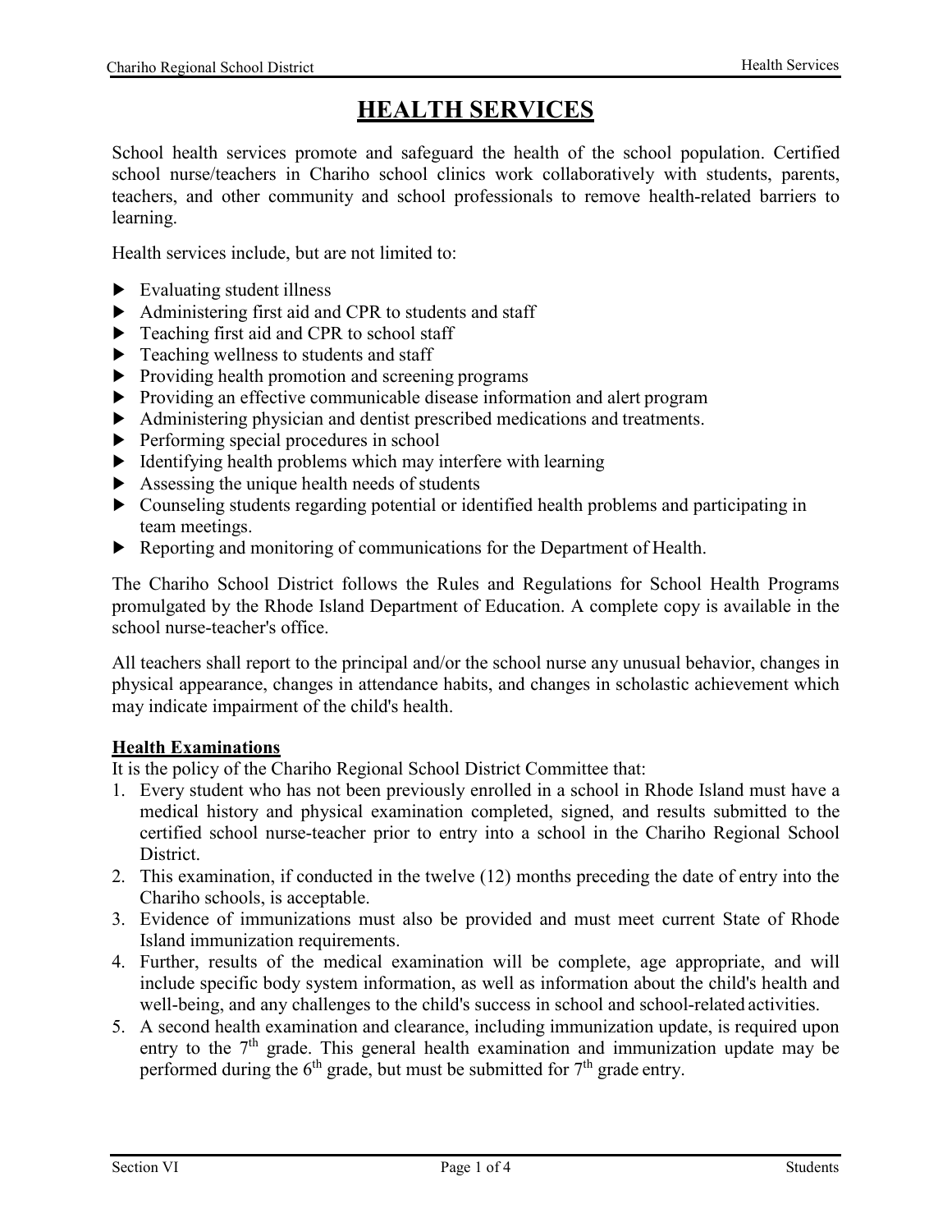# HEALTH SERVICES

School health services promote and safeguard the health of the school population. Certified school nurse/teachers in Chariho school clinics work collaboratively with students, parents, teachers, and other community and school professionals to remove health-related barriers to learning.

Health services include, but are not limited to:

- Evaluating student illness
- Administering first aid and CPR to students and staff
- Teaching first aid and CPR to school staff
- Teaching wellness to students and staff
- Providing health promotion and screening programs
- Providing an effective communicable disease information and alert program
- Administering physician and dentist prescribed medications and treatments.
- Performing special procedures in school
- Identifying health problems which may interfere with learning
- Assessing the unique health needs of students
- Counseling students regarding potential or identified health problems and participating in team meetings.
- Reporting and monitoring of communications for the Department of Health.

The Chariho School District follows the Rules and Regulations for School Health Programs promulgated by the Rhode Island Department of Education. A complete copy is available in the school nurse-teacher's office.

All teachers shall report to the principal and/or the school nurse any unusual behavior, changes in physical appearance, changes in attendance habits, and changes in scholastic achievement which may indicate impairment of the child's health.

**Health Examinations**

It is the policy of the Chariho Regional School District Committee that:

1. Every student who has not been previously enrolled in a school in Rhode Island must have a medical history and physical examination completed, signed, and results submitted to the certified school nurse-teacher prior to entry into a school in the Chariho Regional School District.
2. This examination, if conducted in the twelve (12) months preceding the date of entry into the Chariho schools, is acceptable.
3. Evidence of immunizations must also be provided and must meet current State of Rhode Island immunization requirements.
4. Further, results of the medical examination will be complete, age appropriate, and will include specific body system information, as well as information about the child's health and well-being, and any challenges to the child's success in school and school-related activities.
5. A second health examination and clearance, including immunization update, is required upon entry to the 7th grade. This general health examination and immunization update may be performed during the 6th grade, but must be submitted for 7th grade entry.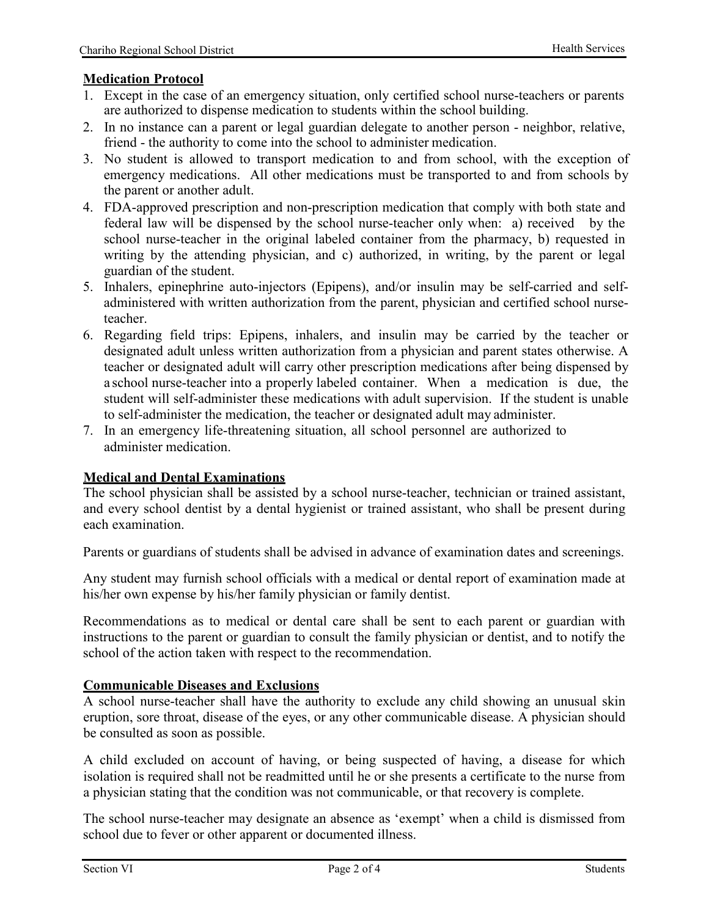## Medication Protocol

1. Except in the case of an emergency situation, only certified school nurse-teachers or parents are authorized to dispense medication to students within the school building.
2. In no instance can a parent or legal guardian delegate to another person - neighbor, relative, friend - the authority to come into the school to administer medication.
3. No student is allowed to transport medication to and from school, with the exception of emergency medications. All other medications must be transported to and from schools by the parent or another adult.
4. FDA-approved prescription and non-prescription medication that comply with both state and federal law will be dispensed by the school nurse-teacher only when: a) received by the school nurse-teacher in the original labeled container from the pharmacy, b) requested in writing by the attending physician, and c) authorized, in writing, by the parent or legal guardian of the student.
5. Inhalers, epinephrine auto-injectors (Epipens), and/or insulin may be self-carried and self-administered with written authorization from the parent, physician and certified school nurse-teacher.
6. Regarding field trips: Epipens, inhalers, and insulin may be carried by the teacher or designated adult unless written authorization from a physician and parent states otherwise. A teacher or designated adult will carry other prescription medications after being dispensed by a school nurse-teacher into a properly labeled container. When a medication is due, the student will self-administer these medications with adult supervision. If the student is unable to self-administer the medication, the teacher or designated adult may administer.
7. In an emergency life-threatening situation, all school personnel are authorized to administer medication.

## Medical and Dental Examinations

The school physician shall be assisted by a school nurse-teacher, technician or trained assistant, and every school dentist by a dental hygienist or trained assistant, who shall be present during each examination.

Parents or guardians of students shall be advised in advance of examination dates and screenings.

Any student may furnish school officials with a medical or dental report of examination made at his/her own expense by his/her family physician or family dentist.

Recommendations as to medical or dental care shall be sent to each parent or guardian with instructions to the parent or guardian to consult the family physician or dentist, and to notify the school of the action taken with respect to the recommendation.

## Communicable Diseases and Exclusions

A school nurse-teacher shall have the authority to exclude any child showing an unusual skin eruption, sore throat, disease of the eyes, or any other communicable disease. A physician should be consulted as soon as possible.

A child excluded on account of having, or being suspected of having, a disease for which isolation is required shall not be readmitted until he or she presents a certificate to the nurse from a physician stating that the condition was not communicable, or that recovery is complete.

The school nurse-teacher may designate an absence as 'exempt' when a child is dismissed from school due to fever or other apparent or documented illness.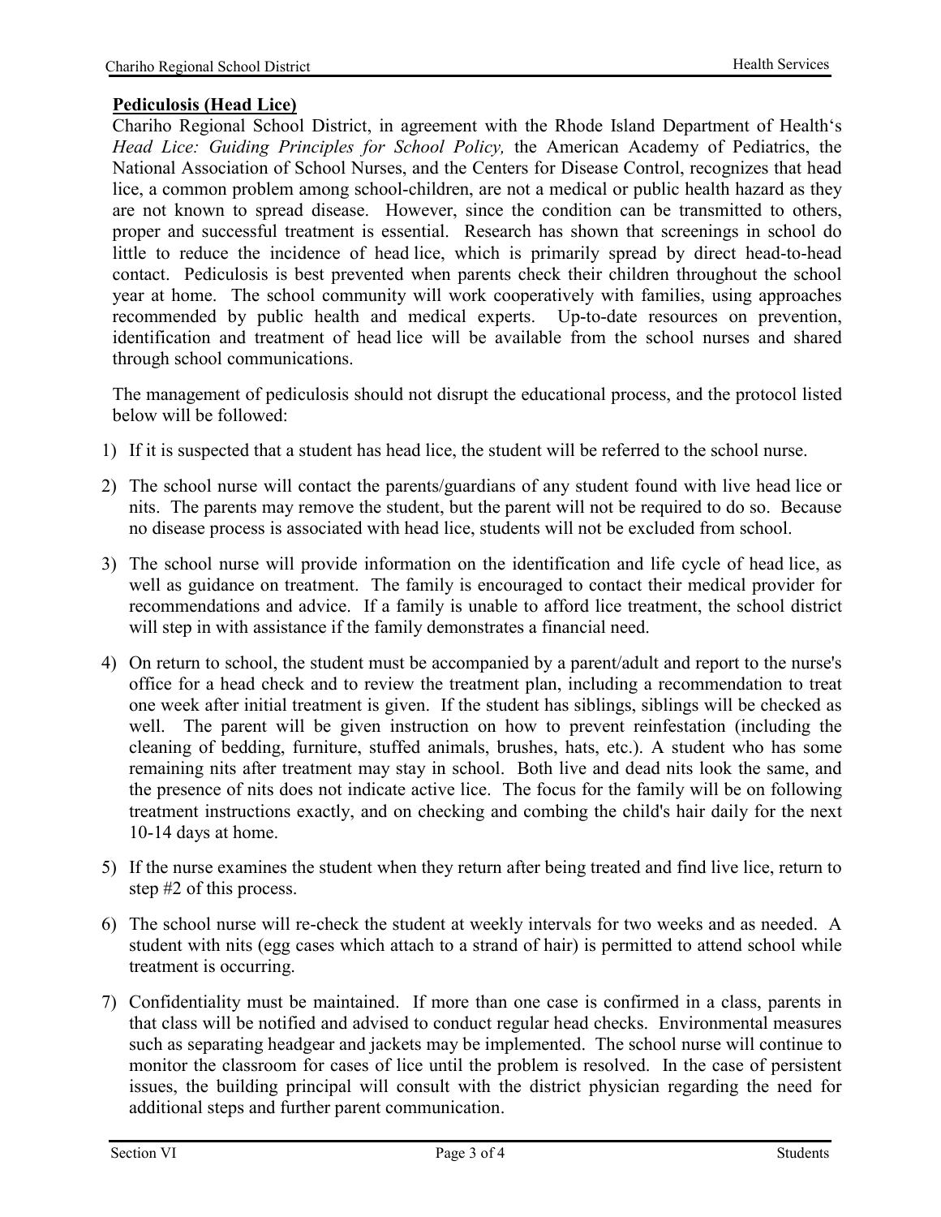**Pediculosis (Head Lice)**

Chariho Regional School District, in agreement with the Rhode Island Department of Health's *Head Lice: Guiding Principles for School Policy,* the American Academy of Pediatrics, the National Association of School Nurses, and the Centers for Disease Control, recognizes that head lice, a common problem among school-children, are not a medical or public health hazard as they are not known to spread disease. However, since the condition can be transmitted to others, proper and successful treatment is essential. Research has shown that screenings in school do little to reduce the incidence of head lice, which is primarily spread by direct head-to-head contact. Pediculosis is best prevented when parents check their children throughout the school year at home. The school community will work cooperatively with families, using approaches recommended by public health and medical experts. Up-to-date resources on prevention, identification and treatment of head lice will be available from the school nurses and shared through school communications.

The management of pediculosis should not disrupt the educational process, and the protocol listed below will be followed:

1) If it is suspected that a student has head lice, the student will be referred to the school nurse.

2) The school nurse will contact the parents/guardians of any student found with live head lice or nits. The parents may remove the student, but the parent will not be required to do so. Because no disease process is associated with head lice, students will not be excluded from school.

3) The school nurse will provide information on the identification and life cycle of head lice, as well as guidance on treatment. The family is encouraged to contact their medical provider for recommendations and advice. If a family is unable to afford lice treatment, the school district will step in with assistance if the family demonstrates a financial need.

4) On return to school, the student must be accompanied by a parent/adult and report to the nurse's office for a head check and to review the treatment plan, including a recommendation to treat one week after initial treatment is given. If the student has siblings, siblings will be checked as well. The parent will be given instruction on how to prevent reinfestation (including the cleaning of bedding, furniture, stuffed animals, brushes, hats, etc.). A student who has some remaining nits after treatment may stay in school. Both live and dead nits look the same, and the presence of nits does not indicate active lice. The focus for the family will be on following treatment instructions exactly, and on checking and combing the child's hair daily for the next 10-14 days at home.

5) If the nurse examines the student when they return after being treated and find live lice, return to step #2 of this process.

6) The school nurse will re-check the student at weekly intervals for two weeks and as needed. A student with nits (egg cases which attach to a strand of hair) is permitted to attend school while treatment is occurring.

7) Confidentiality must be maintained. If more than one case is confirmed in a class, parents in that class will be notified and advised to conduct regular head checks. Environmental measures such as separating headgear and jackets may be implemented. The school nurse will continue to monitor the classroom for cases of lice until the problem is resolved. In the case of persistent issues, the building principal will consult with the district physician regarding the need for additional steps and further parent communication.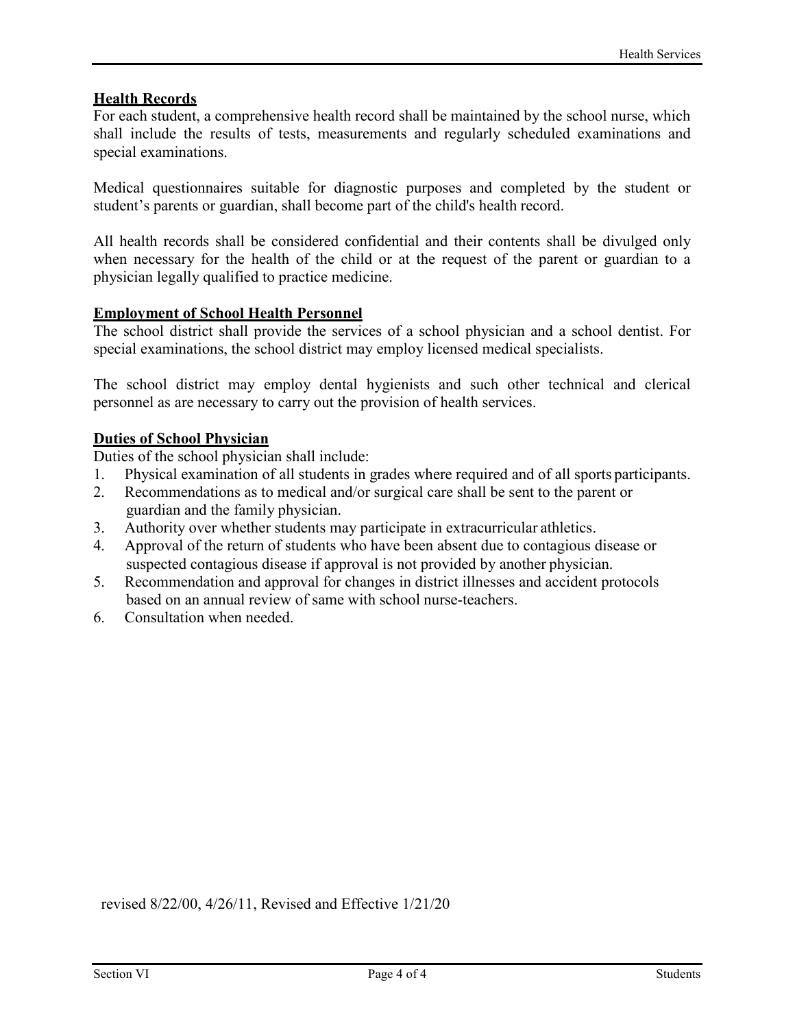## Health Records

For each student, a comprehensive health record shall be maintained by the school nurse, which shall include the results of tests, measurements and regularly scheduled examinations and special examinations.

Medical questionnaires suitable for diagnostic purposes and completed by the student or student's parents or guardian, shall become part of the child's health record.

All health records shall be considered confidential and their contents shall be divulged only when necessary for the health of the child or at the request of the parent or guardian to a physician legally qualified to practice medicine.

## Employment of School Health Personnel

The school district shall provide the services of a school physician and a school dentist. For special examinations, the school district may employ licensed medical specialists.

The school district may employ dental hygienists and such other technical and clerical personnel as are necessary to carry out the provision of health services.

## Duties of School Physician

Duties of the school physician shall include:

1. Physical examination of all students in grades where required and of all sports participants.
2. Recommendations as to medical and/or surgical care shall be sent to the parent or guardian and the family physician.
3. Authority over whether students may participate in extracurricular athletics.
4. Approval of the return of students who have been absent due to contagious disease or suspected contagious disease if approval is not provided by another physician.
5. Recommendation and approval for changes in district illnesses and accident protocols based on an annual review of same with school nurse-teachers.
6. Consultation when needed.

revised 8/22/00, 4/26/11, Revised and Effective 1/21/20